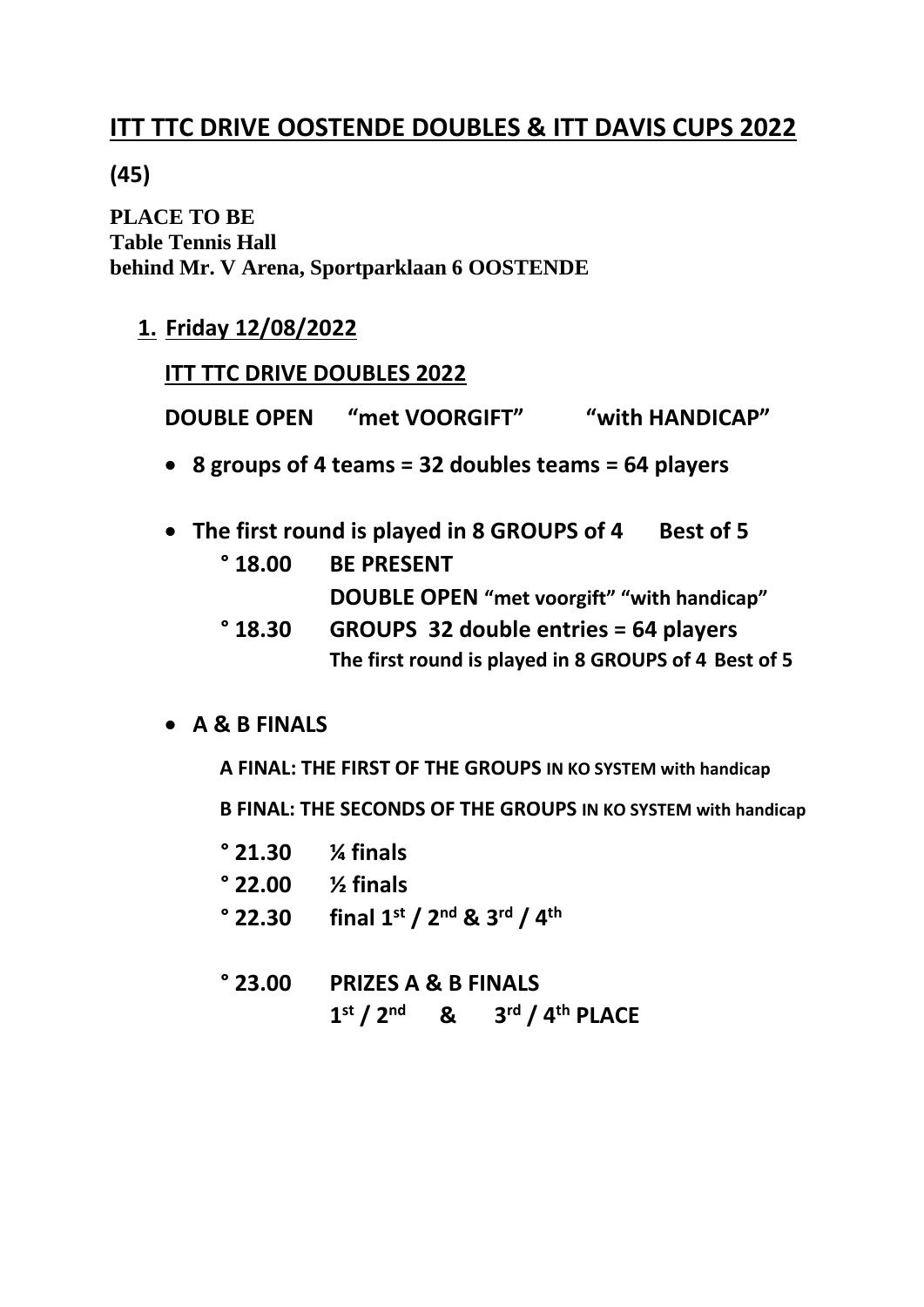# ITT TTC DRIVE OOSTENDE DOUBLES & ITT DAVIS CUPS 2022

**(45)**

**PLACE TO BE**
**Table Tennis Hall**
**behind Mr. V Arena, Sportparklaan 6 OOSTENDE**

1. **Friday 12/08/2022**

   **ITT TTC DRIVE DOUBLES 2022**

   **DOUBLE OPEN "met VOORGIFT" "with HANDICAP"**

   - **8 groups of 4 teams = 32 doubles teams = 64 players**

   - **The first round is played in 8 GROUPS of 4 Best of 5**
     - **° 18.00 BE PRESENT**
       **DOUBLE OPEN "met voorgift" "with handicap"**
     - **° 18.30 GROUPS 32 double entries = 64 players**
       **The first round is played in 8 GROUPS of 4 Best of 5**

   - **A & B FINALS**

     **A FINAL: THE FIRST OF THE GROUPS IN KO SYSTEM with handicap**

     **B FINAL: THE SECONDS OF THE GROUPS IN KO SYSTEM with handicap**

     - **° 21.30 ¼ finals**
     - **° 22.00 ½ finals**
     - **° 22.30 final 1st / 2nd & 3rd / 4th**

     - **° 23.00 PRIZES A & B FINALS**
       **1st / 2nd & 3rd / 4th PLACE**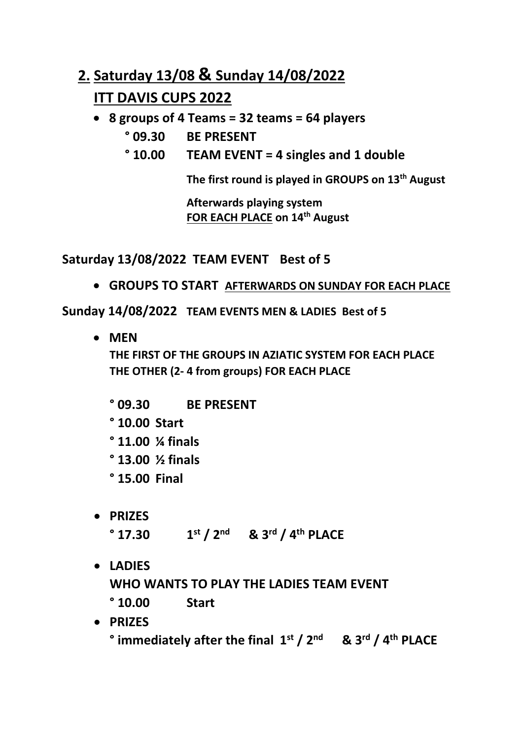## 2. Saturday 13/08 & Sunday 14/08/2022

## ITT DAVIS CUPS 2022

- **8 groups of 4 Teams = 32 teams = 64 players**
  - **° 09.30 BE PRESENT**
  - **° 10.00 TEAM EVENT = 4 singles and 1 double**

    **The first round is played in GROUPS on 13th August**

    **Afterwards playing system**
    **FOR EACH PLACE on 14th August**

**Saturday 13/08/2022 TEAM EVENT Best of 5**

- **GROUPS TO START AFTERWARDS ON SUNDAY FOR EACH PLACE**

**Sunday 14/08/2022 TEAM EVENTS MEN & LADIES Best of 5**

- **MEN**

  **THE FIRST OF THE GROUPS IN AZIATIC SYSTEM FOR EACH PLACE**
  **THE OTHER (2- 4 from groups) FOR EACH PLACE**

  **° 09.30 BE PRESENT**
  **° 10.00 Start**
  **° 11.00 ¼ finals**
  **° 13.00 ½ finals**
  **° 15.00 Final**

- **PRIZES**

  **° 17.30 1st / 2nd & 3rd / 4th PLACE**

- **LADIES**

  **WHO WANTS TO PLAY THE LADIES TEAM EVENT**

  **° 10.00 Start**

- **PRIZES**

  **° immediately after the final 1st / 2nd & 3rd / 4th PLACE**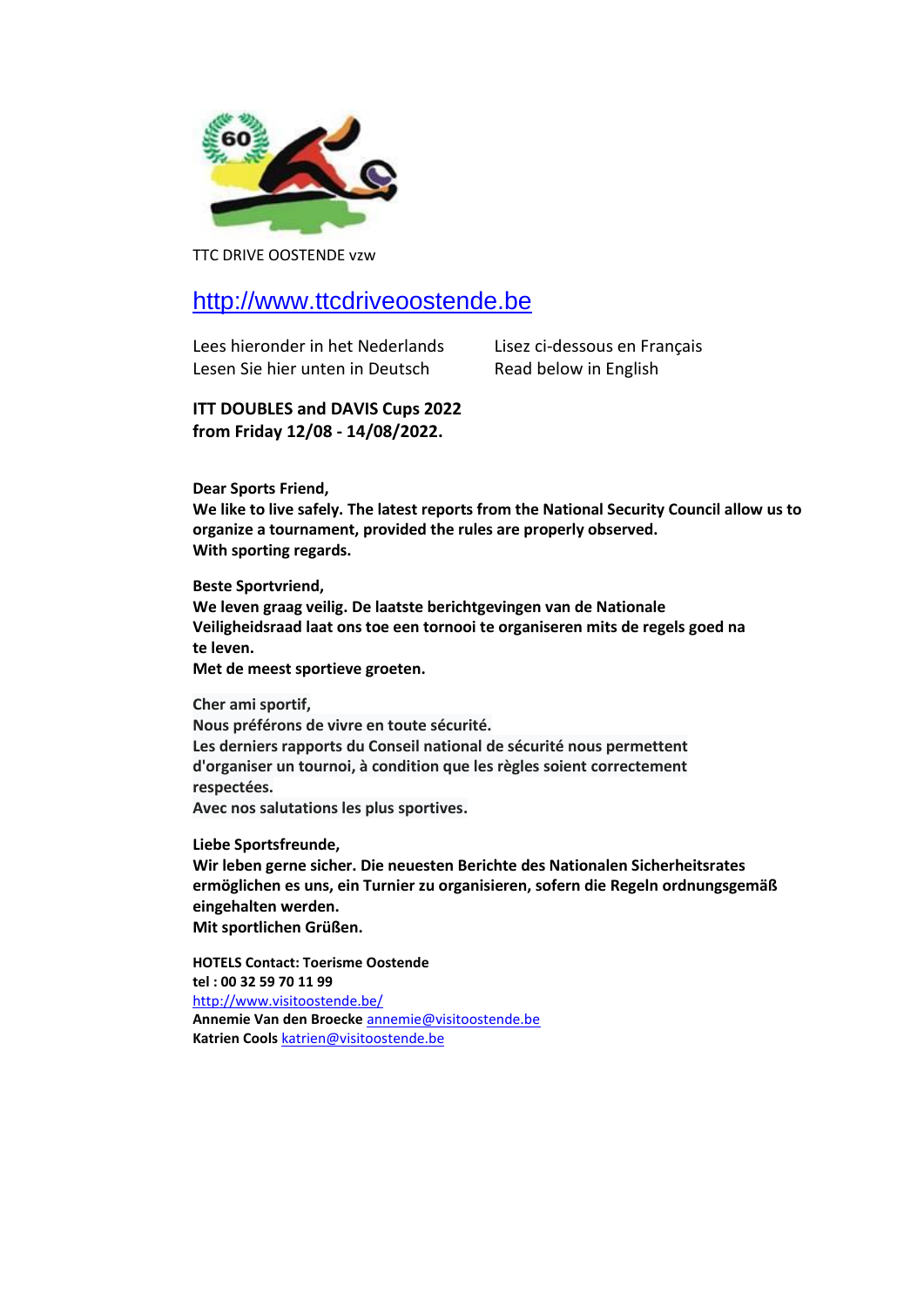TTC DRIVE OOSTENDE vzw

http://www.ttcdriveoostende.be

Lees hieronder in het Nederlands
Lesen Sie hier unten in Deutsch
Lisez ci-dessous en Français
Read below in English

**ITT DOUBLES and DAVIS Cups 2022**
**from Friday 12/08 - 14/08/2022.**

**Dear Sports Friend,**
**We like to live safely. The latest reports from the National Security Council allow us to organize a tournament, provided the rules are properly observed.**
**With sporting regards.**

**Beste Sportvriend,**
**We leven graag veilig. De laatste berichtgevingen van de Nationale Veiligheidsraad laat ons toe een tornooi te organiseren mits de regels goed na te leven.**
**Met de meest sportieve groeten.**

**Cher ami sportif,**
**Nous préférons de vivre en toute sécurité.**
**Les derniers rapports du Conseil national de sécurité nous permettent d'organiser un tournoi, à condition que les règles soient correctement respectées.**
**Avec nos salutations les plus sportives.**

**Liebe Sportsfreunde,**
**Wir leben gerne sicher. Die neuesten Berichte des Nationalen Sicherheitsrates ermöglichen es uns, ein Turnier zu organisieren, sofern die Regeln ordnungsgemäß eingehalten werden.**
**Mit sportlichen Grüßen.**

**HOTELS Contact: Toerisme Oostende**
**tel : 00 32 59 70 11 99**
http://www.visitoostende.be/
**Annemie Van den Broecke** annemie@visitoostende.be
**Katrien Cools** katrien@visitoostende.be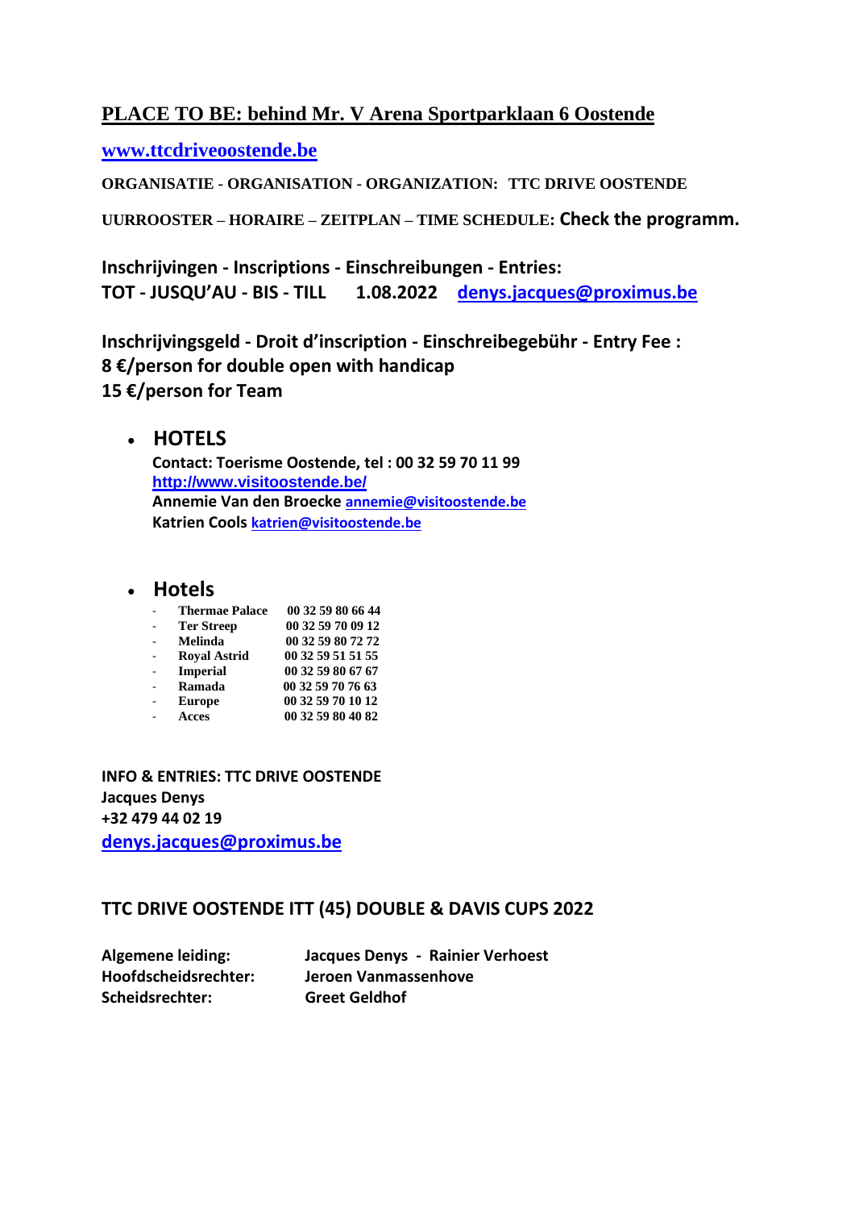**PLACE TO BE: behind Mr. V Arena Sportparklaan 6 Oostende**

**www.ttcdriveoostende.be**

**ORGANISATIE - ORGANISATION - ORGANIZATION: TTC DRIVE OOSTENDE**

**UURROOSTER – HORAIRE – ZEITPLAN – TIME SCHEDULE: Check the programm.**

**Inschrijvingen - Inscriptions - Einschreibungen - Entries:**
**TOT - JUSQU'AU - BIS - TILL 1.08.2022 denys.jacques@proximus.be**

**Inschrijvingsgeld - Droit d'inscription - Einschreibegebühr - Entry Fee :**
**8 €/person for double open with handicap**
**15 €/person for Team**

- **HOTELS**
  **Contact: Toerisme Oostende, tel : 00 32 59 70 11 99**
  **http://www.visitoostende.be/**
  **Annemie Van den Broecke annemie@visitoostende.be**
  **Katrien Cools katrien@visitoostende.be**

- **Hotels**

| | |
|---|---|
| - **Thermae Palace** | **00 32 59 80 66 44** |
| - **Ter Streep** | **00 32 59 70 09 12** |
| - **Melinda** | **00 32 59 80 72 72** |
| - **Royal Astrid** | **00 32 59 51 51 55** |
| - **Imperial** | **00 32 59 80 67 67** |
| - **Ramada** | **00 32 59 70 76 63** |
| - **Europe** | **00 32 59 70 10 12** |
| - **Acces** | **00 32 59 80 40 82** |

**INFO & ENTRIES: TTC DRIVE OOSTENDE**
**Jacques Denys**
**+32 479 44 02 19**
**denys.jacques@proximus.be**

**TTC DRIVE OOSTENDE ITT (45) DOUBLE & DAVIS CUPS 2022**

| | |
|---|---|
| **Algemene leiding:** | **Jacques Denys - Rainier Verhoest** |
| **Hoofdscheidsrechter:** | **Jeroen Vanmassenhove** |
| **Scheidsrechter:** | **Greet Geldhof** |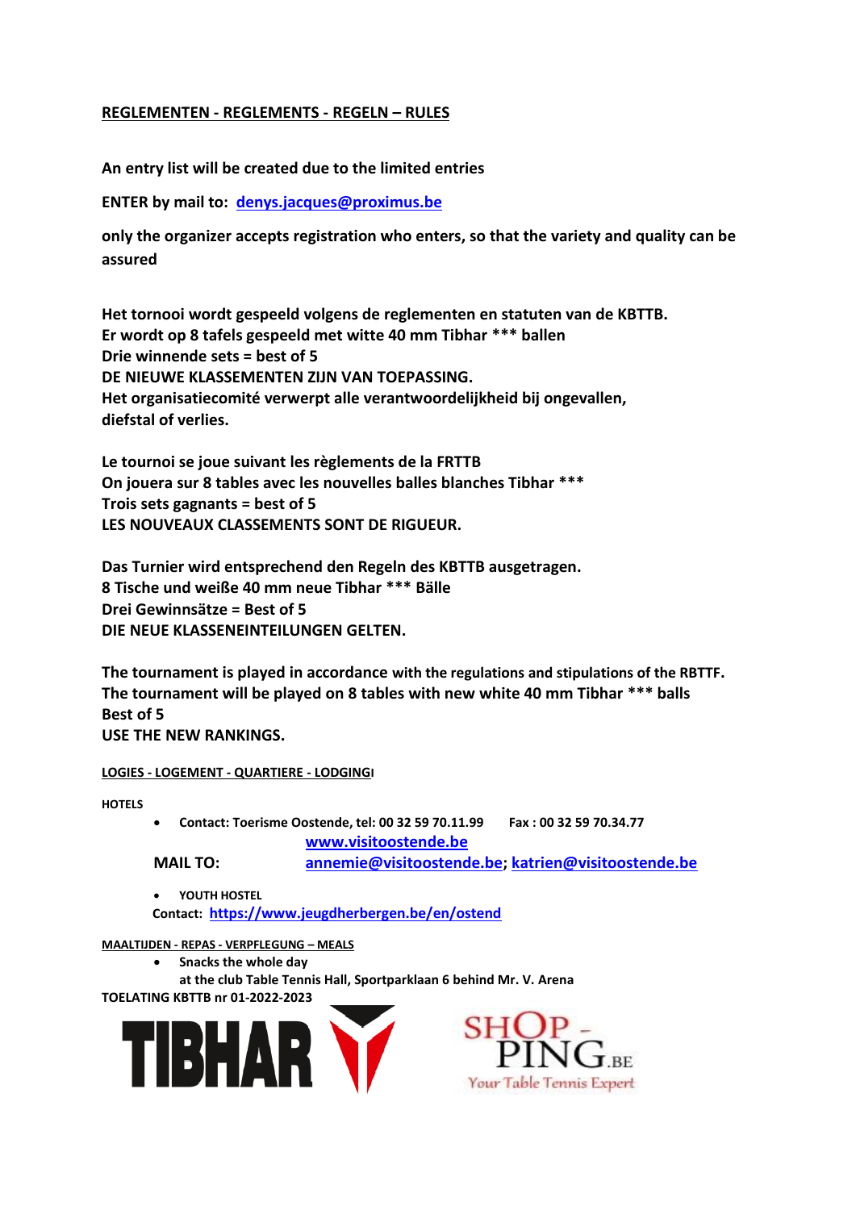## REGLEMENTEN - REGLEMENTS - REGELN – RULES

**An entry list will be created due to the limited entries**

**ENTER by mail to: [denys.jacques@proximus.be](mailto:denys.jacques@proximus.be)**

**only the organizer accepts registration who enters, so that the variety and quality can be assured**

**Het tornooi wordt gespeeld volgens de reglementen en statuten van de KBTTB.**
**Er wordt op 8 tafels gespeeld met witte 40 mm Tibhar *** ballen**
**Drie winnende sets = best of 5**
**DE NIEUWE KLASSEMENTEN ZIJN VAN TOEPASSING.**
**Het organisatiecomité verwerpt alle verantwoordelijkheid bij ongevallen, diefstal of verlies.**

**Le tournoi se joue suivant les règlements de la FRTTB**
**On jouera sur 8 tables avec les nouvelles balles blanches Tibhar *****
**Trois sets gagnants = best of 5**
**LES NOUVEAUX CLASSEMENTS SONT DE RIGUEUR.**

**Das Turnier wird entsprechend den Regeln des KBTTB ausgetragen.**
**8 Tische und weiße 40 mm neue Tibhar *** Bälle**
**Drei Gewinnsätze = Best of 5**
**DIE NEUE KLASSENEINTEILUNGEN GELTEN.**

**The tournament is played in accordance with the regulations and stipulations of the RBTTF.**
**The tournament will be played on 8 tables with new white 40 mm Tibhar *** balls**
**Best of 5**
**USE THE NEW RANKINGS.**

### LOGIES - LOGEMENT - QUARTIERE - LODGINGI

**HOTELS**

- **Contact: Toerisme Oostende, tel: 00 32 59 70.11.99 Fax : 00 32 59 70.34.77**
  [www.visitoostende.be](http://www.visitoostende.be)
  **MAIL TO:** [annemie@visitoostende.be](mailto:annemie@visitoostende.be); [katrien@visitoostende.be](mailto:katrien@visitoostende.be)

- **YOUTH HOSTEL**
  **Contact:** [https://www.jeugdherbergen.be/en/ostend](https://www.jeugdherbergen.be/en/ostend)

### MAALTIJDEN - REPAS - VERPFLEGUNG – MEALS

- **Snacks the whole day**
  **at the club Table Tennis Hall, Sportparklaan 6 behind Mr. V. Arena**

**TOELATING KBTTB nr 01-2022-2023**

TIBHAR

SHOP-PING.BE
Your Table Tennis Expert